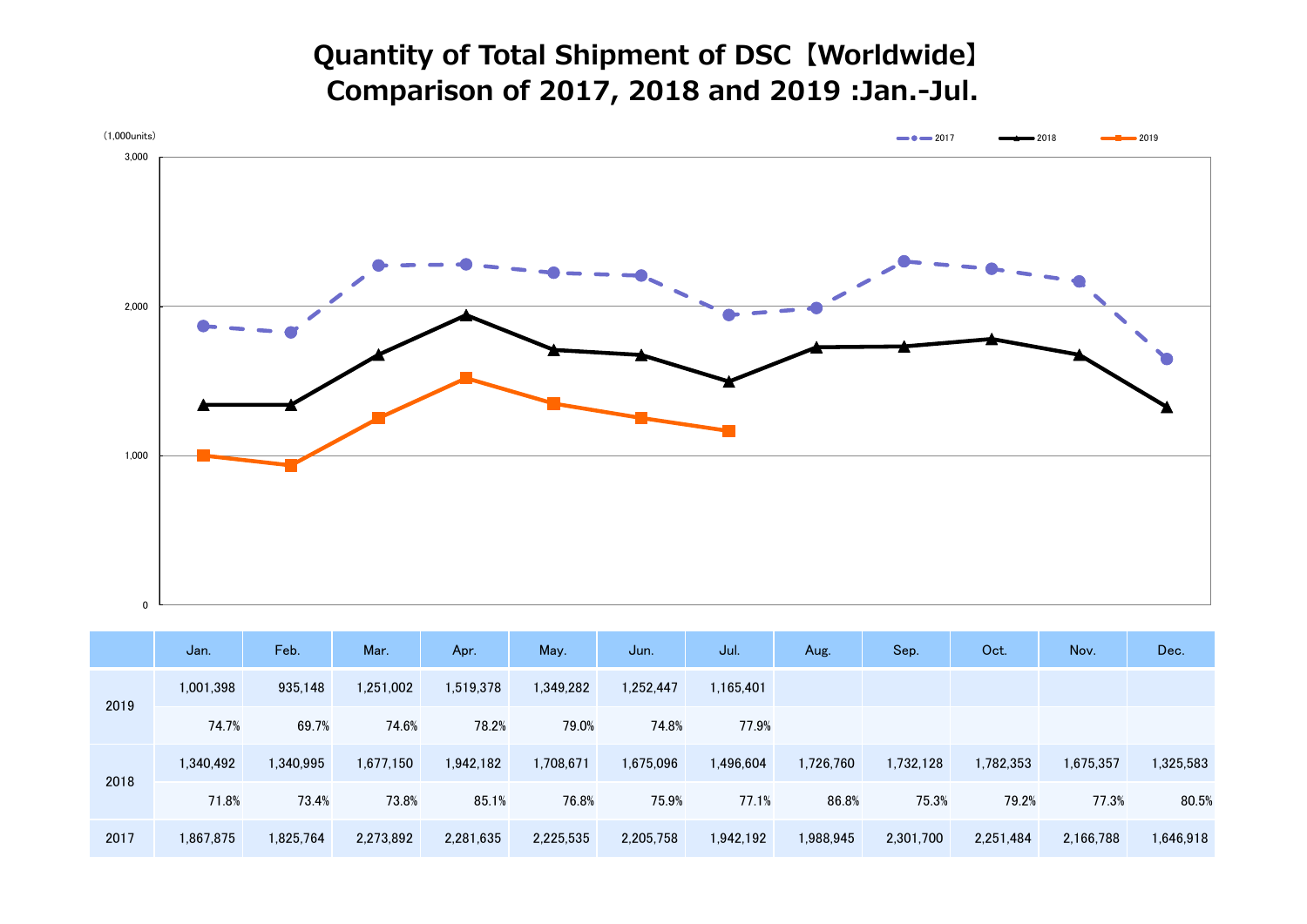# Quantity of Total Shipment of DSC【Worldwide】
## Comparison of 2017, 2018 and 2019 :Jan.-Jul.

(1,000units)

| | Jan. | Feb. | Mar. | Apr. | May. | Jun. | Jul. | Aug. | Sep. | Oct. | Nov. | Dec. |
|---|---|---|---|---|---|---|---|---|---|---|---|---|
| 2019 | 1,001,398 | 935,148 | 1,251,002 | 1,519,378 | 1,349,282 | 1,252,447 | 1,165,401 | | | | | |
| | 74.7% | 69.7% | 74.6% | 78.2% | 79.0% | 74.8% | 77.9% | | | | | |
| 2018 | 1,340,492 | 1,340,995 | 1,677,150 | 1,942,182 | 1,708,671 | 1,675,096 | 1,496,604 | 1,726,760 | 1,732,128 | 1,782,353 | 1,675,357 | 1,325,583 |
| | 71.8% | 73.4% | 73.8% | 85.1% | 76.8% | 75.9% | 77.1% | 86.8% | 75.3% | 79.2% | 77.3% | 80.5% |
| 2017 | 1,867,875 | 1,825,764 | 2,273,892 | 2,281,635 | 2,225,535 | 2,205,758 | 1,942,192 | 1,988,945 | 2,301,700 | 2,251,484 | 2,166,788 | 1,646,918 |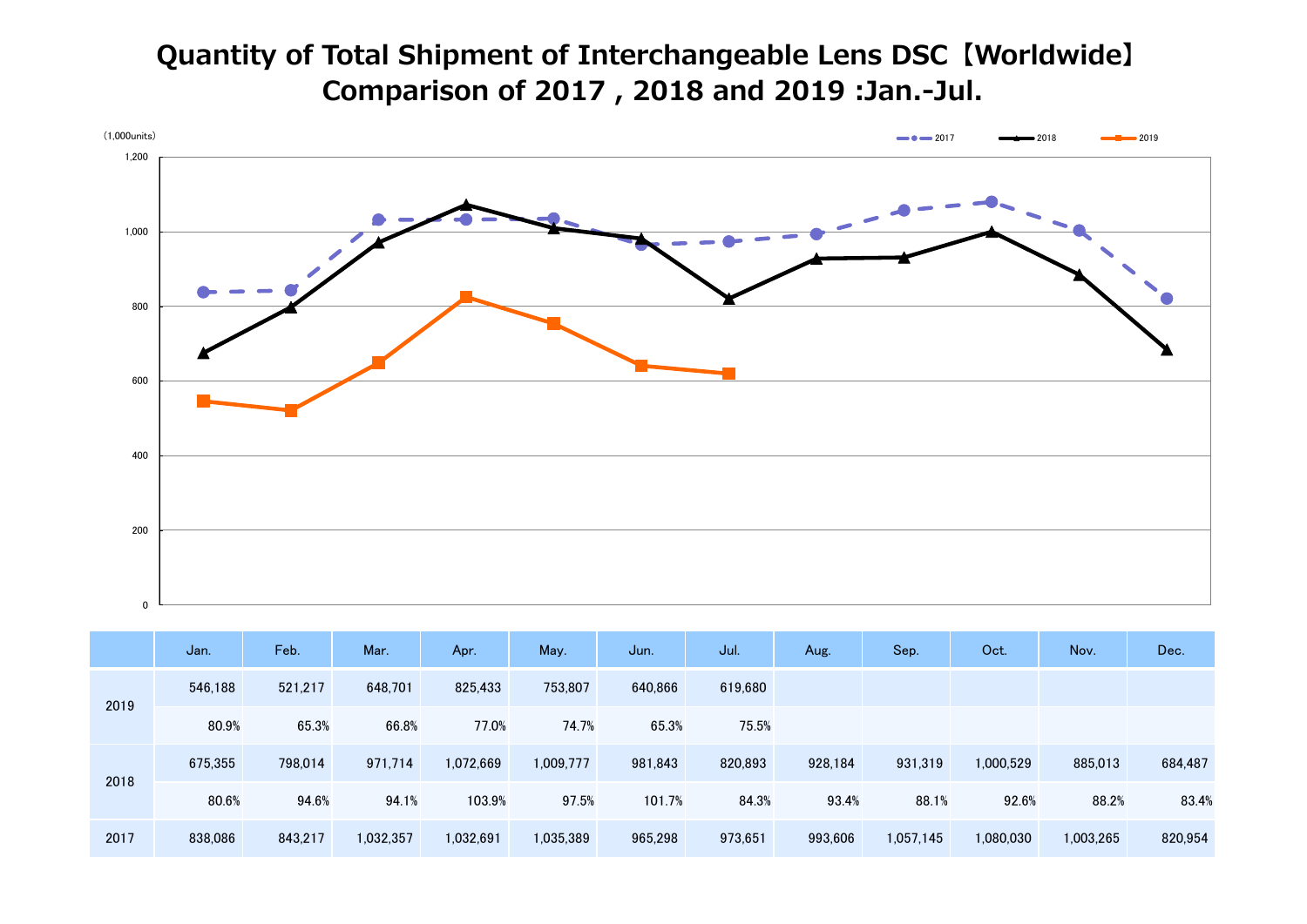# Quantity of Total Shipment of Interchangeable Lens DSC【Worldwide】
# Comparison of 2017 , 2018 and 2019 :Jan.-Jul.

(1,000units)

| | | Jan. | Feb. | Mar. | Apr. | May. | Jun. | Jul. | Aug. | Sep. | Oct. | Nov. | Dec. |
|---|---|---|---|---|---|---|---|---|---|---|---|---|---|
| 2019 | | 546,188 | 521,217 | 648,701 | 825,433 | 753,807 | 640,866 | 619,680 | | | | | |
| | | 80.9% | 65.3% | 66.8% | 77.0% | 74.7% | 65.3% | 75.5% | | | | | |
| 2018 | | 675,355 | 798,014 | 971,714 | 1,072,669 | 1,009,777 | 981,843 | 820,893 | 928,184 | 931,319 | 1,000,529 | 885,013 | 684,487 |
| | | 80.6% | 94.6% | 94.1% | 103.9% | 97.5% | 101.7% | 84.3% | 93.4% | 88.1% | 92.6% | 88.2% | 83.4% |
| 2017 | | 838,086 | 843,217 | 1,032,357 | 1,032,691 | 1,035,389 | 965,298 | 973,651 | 993,606 | 1,057,145 | 1,080,030 | 1,003,265 | 820,954 |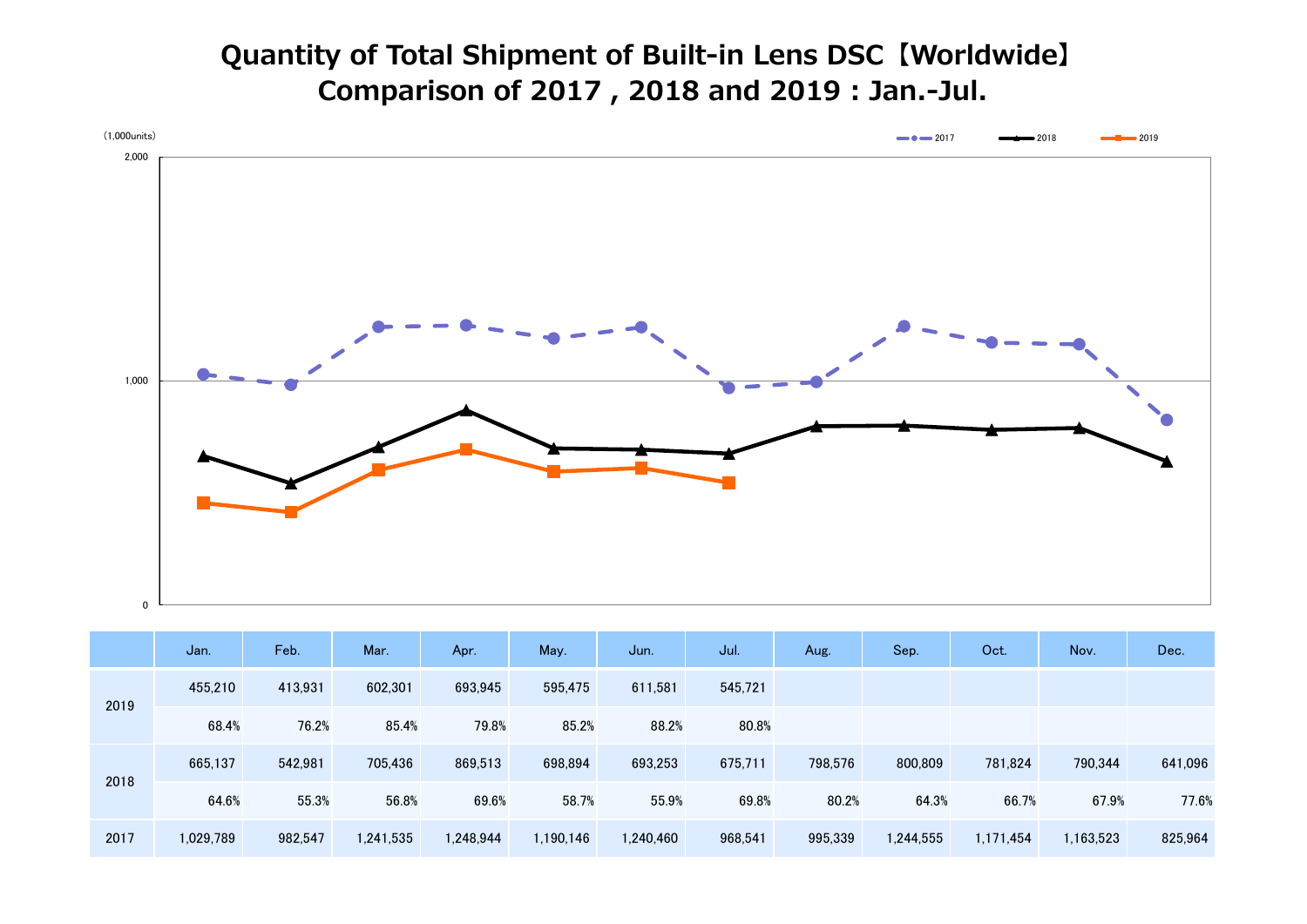# Quantity of Total Shipment of Built-in Lens DSC【Worldwide】
# Comparison of 2017 , 2018 and 2019 : Jan.-Jul.

(1,000units)

2017
2018
2019

2,000
1,000
0

| | Jan. | Feb. | Mar. | Apr. | May. | Jun. | Jul. | Aug. | Sep. | Oct. | Nov. | Dec. |
|---|---|---|---|---|---|---|---|---|---|---|---|---|
| 2019 | 455,210 | 413,931 | 602,301 | 693,945 | 595,475 | 611,581 | 545,721 | | | | | |
| | 68.4% | 76.2% | 85.4% | 79.8% | 85.2% | 88.2% | 80.8% | | | | | |
| 2018 | 665,137 | 542,981 | 705,436 | 869,513 | 698,894 | 693,253 | 675,711 | 798,576 | 800,809 | 781,824 | 790,344 | 641,096 |
| | 64.6% | 55.3% | 56.8% | 69.6% | 58.7% | 55.9% | 69.8% | 80.2% | 64.3% | 66.7% | 67.9% | 77.6% |
| 2017 | 1,029,789 | 982,547 | 1,241,535 | 1,248,944 | 1,190,146 | 1,240,460 | 968,541 | 995,339 | 1,244,555 | 1,171,454 | 1,163,523 | 825,964 |